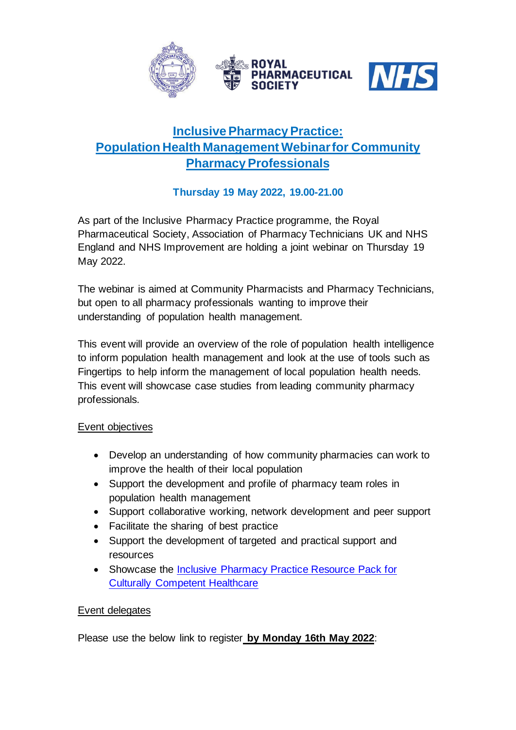# Inclusive Pharmacy Practice: Population Health Management Webinar for Community Pharmacy Professionals

**Thursday 19 May 2022, 19.00-21.00**

As part of the Inclusive Pharmacy Practice programme, the Royal Pharmaceutical Society, Association of Pharmacy Technicians UK and NHS England and NHS Improvement are holding a joint webinar on Thursday 19 May 2022.

The webinar is aimed at Community Pharmacists and Pharmacy Technicians, but open to all pharmacy professionals wanting to improve their understanding of population health management.

This event will provide an overview of the role of population health intelligence to inform population health management and look at the use of tools such as Fingertips to help inform the management of local population health needs. This event will showcase case studies from leading community pharmacy professionals.

## Event objectives

- Develop an understanding of how community pharmacies can work to improve the health of their local population
- Support the development and profile of pharmacy team roles in population health management
- Support collaborative working, network development and peer support
- Facilitate the sharing of best practice
- Support the development of targeted and practical support and resources
- Showcase the Inclusive Pharmacy Practice Resource Pack for Culturally Competent Healthcare

## Event delegates

Please use the below link to register **by Monday 16th May 2022**: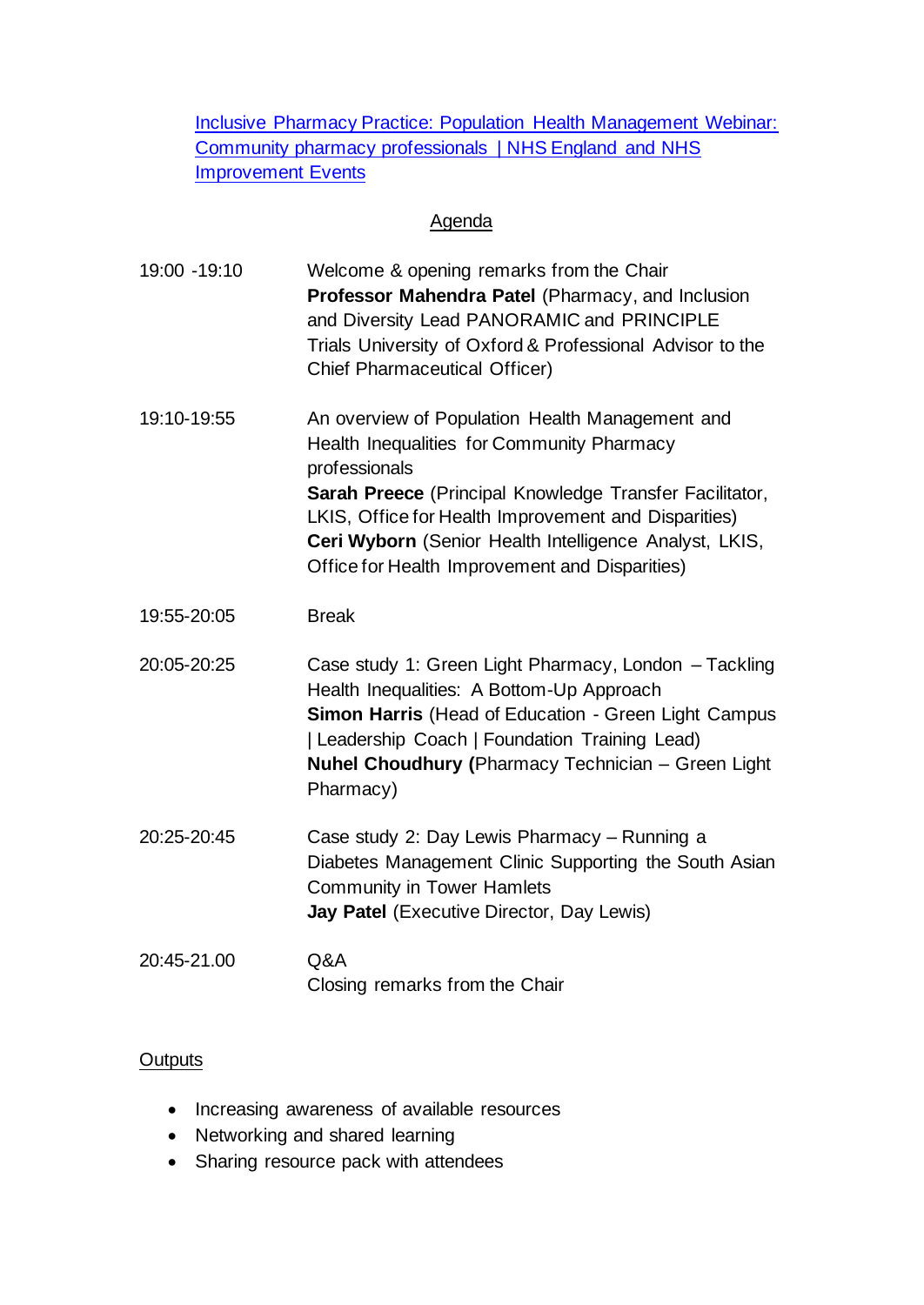[Inclusive Pharmacy Practice: Population Health Management Webinar: Community pharmacy professionals | NHS England and NHS Improvement Events]

## Agenda

| | |
|---|---|
| 19:00 -19:10 | Welcome & opening remarks from the Chair<br>**Professor Mahendra Patel** (Pharmacy, and Inclusion and Diversity Lead PANORAMIC and PRINCIPLE Trials University of Oxford & Professional Advisor to the Chief Pharmaceutical Officer) |
| 19:10-19:55 | An overview of Population Health Management and Health Inequalities for Community Pharmacy professionals<br>**Sarah Preece** (Principal Knowledge Transfer Facilitator, LKIS, Office for Health Improvement and Disparities)<br>**Ceri Wyborn** (Senior Health Intelligence Analyst, LKIS, Office for Health Improvement and Disparities) |
| 19:55-20:05 | Break |
| 20:05-20:25 | Case study 1: Green Light Pharmacy, London – Tackling Health Inequalities: A Bottom-Up Approach<br>**Simon Harris** (Head of Education - Green Light Campus \| Leadership Coach \| Foundation Training Lead)<br>**Nuhel Choudhury (**Pharmacy Technician – Green Light Pharmacy) |
| 20:25-20:45 | Case study 2: Day Lewis Pharmacy – Running a Diabetes Management Clinic Supporting the South Asian Community in Tower Hamlets<br>**Jay Patel** (Executive Director, Day Lewis) |
| 20:45-21.00 | Q&A<br>Closing remarks from the Chair |

## Outputs

- Increasing awareness of available resources
- Networking and shared learning
- Sharing resource pack with attendees